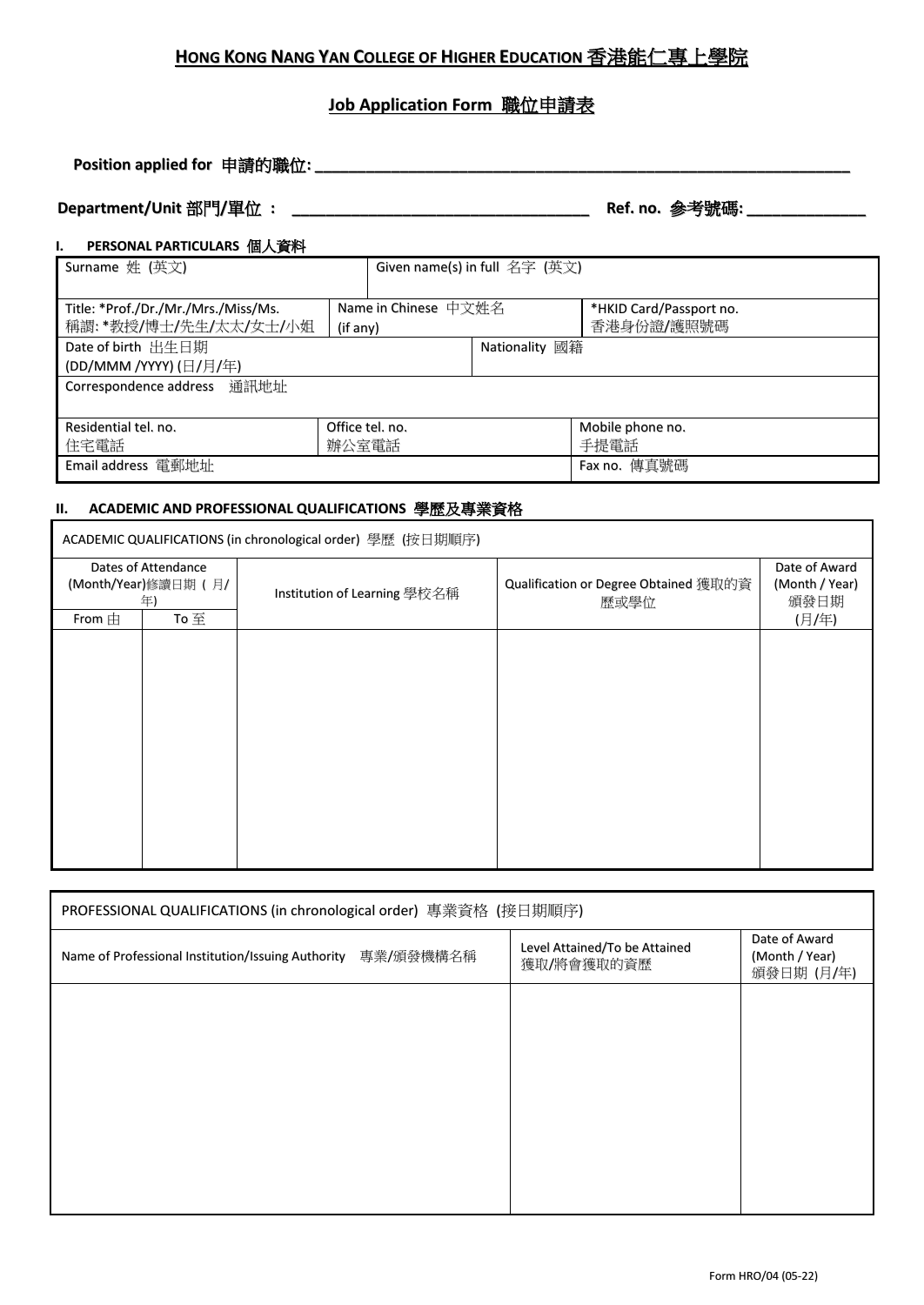# HONG KONG NANG YAN COLLEGE OF HIGHER EDUCATION 香港能仁專上學院

## Job Application Form 職位申請表

**Position applied for 申請的職位: ______________________________________________________________**

**Department/Unit 部門/單位 : ________________________________ Ref. no. 參考號碼: ______________**

### I. PERSONAL PARTICULARS 個人資料

| Surname 姓 (英文) | Given name(s) in full 名字 (英文) | |
|---|---|---|
| Title: *Prof./Dr./Mr./Mrs./Miss/Ms.<br>稱謂: *教授/博士/先生/太太/女士/小姐 | Name in Chinese 中文姓名<br>(if any) | *HKID Card/Passport no.<br>香港身份證/護照號碼 |
| Date of birth 出生日期<br>(DD/MMM /YYYY) (日/月/年) | Nationality 國籍 | |
| Correspondence address 通訊地址 | | |
| Residential tel. no.<br>住宅電話 | Office tel. no.<br>辦公室電話 | Mobile phone no.<br>手提電話 |
| Email address 電郵地址 | | Fax no. 傳真號碼 |

### II. ACADEMIC AND PROFESSIONAL QUALIFICATIONS 學歷及專業資格

ACADEMIC QUALIFICATIONS (in chronological order) 學歷 (按日期順序)

| Dates of Attendance (Month/Year)修讀日期 ( 月/年) | | Institution of Learning 學校名稱 | Qualification or Degree Obtained 獲取的資歷或學位 | Date of Award (Month / Year) 頒發日期 (月/年) |
|---|---|---|---|---|
| From 由 | To 至 | | | |
| | | | | |

PROFESSIONAL QUALIFICATIONS (in chronological order) 專業資格 (按日期順序)

| Name of Professional Institution/Issuing Authority 專業/頒發機構名稱 | Level Attained/To be Attained 獲取/將會獲取的資歷 | Date of Award (Month / Year) 頒發日期 (月/年) |
|---|---|---|
| | | |

Form HRO/04 (05-22)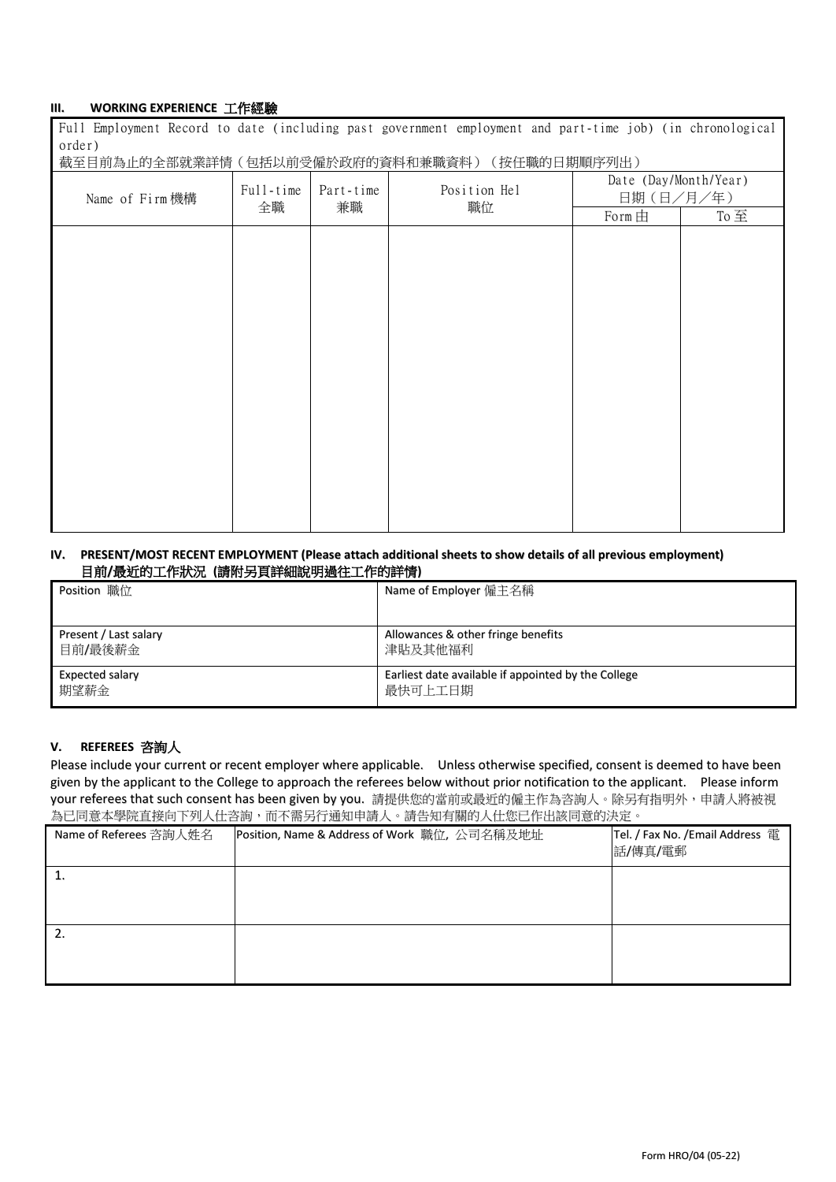### III. WORKING EXPERIENCE 工作經驗

Full Employment Record to date (including past government employment and part-time job) (in chronological order)
截至目前為止的全部就業詳情（包括以前受僱於政府的資料和兼職資料）（按任職的日期順序列出）

| Name of Firm 機構 | Full-time 全職 | Part-time 兼職 | Position Hel 職位 | Date (Day/Month/Year) 日期（日／月／年） | |
|---|---|---|---|---|---|
| | | | | Form 由 | To 至 |
| | | | | | |

### IV. PRESENT/MOST RECENT EMPLOYMENT (Please attach additional sheets to show details of all previous employment) 目前/最近的工作狀況 (請附另頁詳細說明過往工作的詳情)

| Position 職位 | Name of Employer 僱主名稱 |
|---|---|
| Present / Last salary 目前/最後薪金 | Allowances & other fringe benefits 津貼及其他福利 |
| Expected salary 期望薪金 | Earliest date available if appointed by the College 最快可上工日期 |

### V. REFEREES 咨詢人

Please include your current or recent employer where applicable. Unless otherwise specified, consent is deemed to have been given by the applicant to the College to approach the referees below without prior notification to the applicant. Please inform your referees that such consent has been given by you. 請提供您的當前或最近的僱主作為咨詢人。除另有指明外，申請人將被視為已同意本學院直接向下列人仕咨詢，而不需另行通知申請人。請告知有關的人仕您已作出該同意的決定。

| Name of Referees 咨詢人姓名 | Position, Name & Address of Work 職位, 公司名稱及地址 | Tel. / Fax No. /Email Address 電話/傳真/電郵 |
|---|---|---|
| 1. | | |
| 2. | | |

Form HRO/04 (05-22)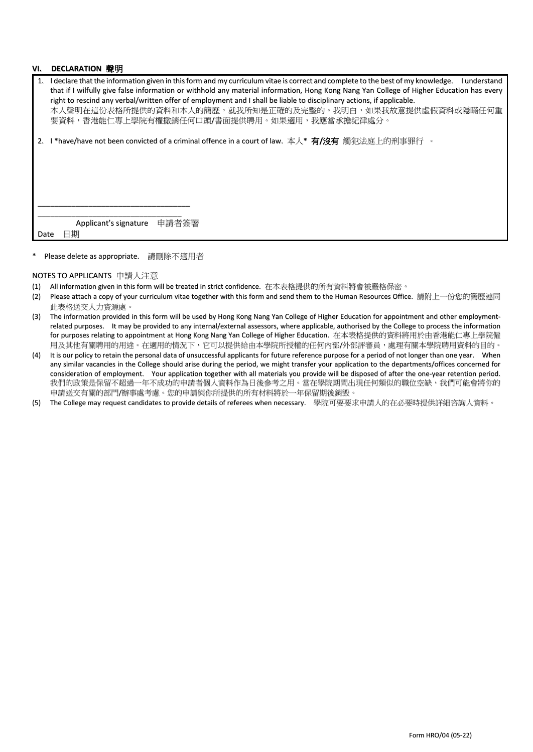## VI. DECLARATION 聲明

1. I declare that the information given in this form and my curriculum vitae is correct and complete to the best of my knowledge. I understand that if I wilfully give false information or withhold any material information, Hong Kong Nang Yan College of Higher Education has every right to rescind any verbal/written offer of employment and I shall be liable to disciplinary actions, if applicable.
本人聲明在這份表格所提供的資料和本人的簡歷，就我所知是正確的及完整的。我明白，如果我故意提供虛假資料或隱瞞任何重要資料，香港能仁專上學院有權撤銷任何口頭/書面提供聘用。如果適用，我應當承擔紀律處分。

2. I *have/have not been convicted of a criminal offence in a court of law. 本人* **有/沒有** 觸犯法庭上的刑事罪行 。

\_\_\_\_\_\_\_\_\_\_\_\_\_\_\_\_\_\_\_\_\_\_\_\_\_\_\_\_\_\_\_\_\_\_\_\_\_\_

\_\_\_\_\_\_\_\_\_\_\_\_\_\_\_\_\_\_\_\_\_\_\_\_\_\_\_\_\_\_\_\_\_\_\_\_

Applicant's signature 申請者簽署

Date 日期

\* Please delete as appropriate. 請刪除不適用者

<u>NOTES TO APPLICANTS 申請人注意</u>

(1) All information given in this form will be treated in strict confidence. 在本表格提供的所有資料將會被嚴格保密。
(2) Please attach a copy of your curriculum vitae together with this form and send them to the Human Resources Office. 請附上一份您的簡歷連同此表格送交人力資源處。
(3) The information provided in this form will be used by Hong Kong Nang Yan College of Higher Education for appointment and other employment-related purposes. It may be provided to any internal/external assessors, where applicable, authorised by the College to process the information for purposes relating to appointment at Hong Kong Nang Yan College of Higher Education. 在本表格提供的資料將用於由香港能仁專上學院僱用及其他有關聘用的用途。在適用的情況下，它可以提供給由本學院所授權的任何內部/外部評審員，處理有關本學院聘用資料的目的。
(4) It is our policy to retain the personal data of unsuccessful applicants for future reference purpose for a period of not longer than one year. When any similar vacancies in the College should arise during the period, we might transfer your application to the departments/offices concerned for consideration of employment. Your application together with all materials you provide will be disposed of after the one-year retention period. 我們的政策是保留不超過一年不成功的申請者個人資料作為日後參考之用。當在學院期間出現任何類似的職位空缺，我們可能會將你的申請送交有關的部門/辦事處考慮。您的申請與你所提供的所有材料將於一年保留期後銷毀。
(5) The College may request candidates to provide details of referees when necessary. 學院可要要求申請人的在必要時提供詳細咨詢人資料。

Form HRO/04 (05-22)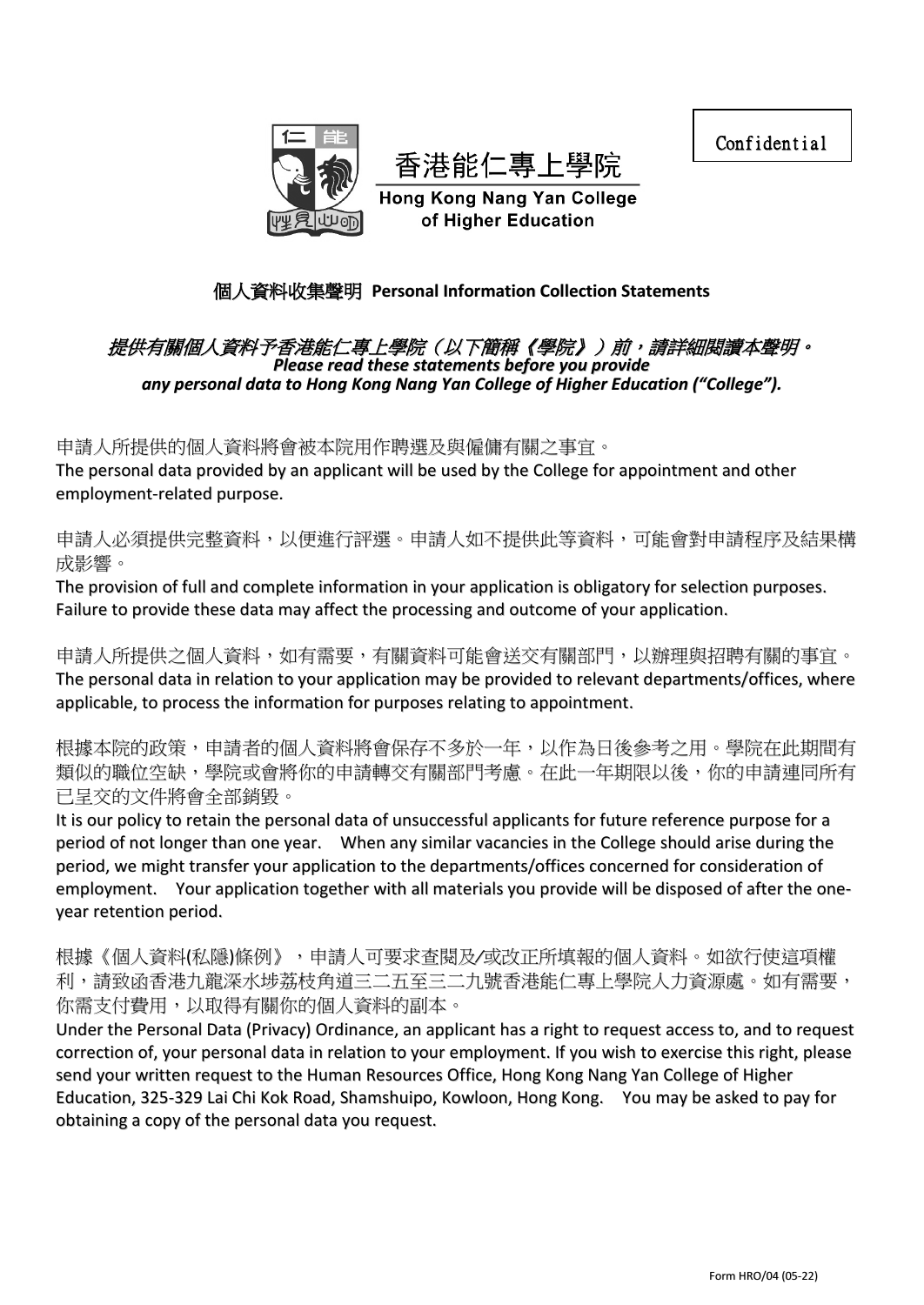Confidential

香港能仁專上學院

Hong Kong Nang Yan College of Higher Education

## 個人資料收集聲明 Personal Information Collection Statements

***提供有關個人資料予香港能仁專上學院（以下簡稱《學院》）前，請詳細閱讀本聲明。***
***Please read these statements before you provide any personal data to Hong Kong Nang Yan College of Higher Education ("College").***

申請人所提供的個人資料將會被本院用作聘選及與僱傭有關之事宜。
The personal data provided by an applicant will be used by the College for appointment and other employment-related purpose.

申請人必須提供完整資料，以便進行評選。申請人如不提供此等資料，可能會對申請程序及結果構成影響。
The provision of full and complete information in your application is obligatory for selection purposes. Failure to provide these data may affect the processing and outcome of your application.

申請人所提供之個人資料，如有需要，有關資料可能會送交有關部門，以辦理與招聘有關的事宜。
The personal data in relation to your application may be provided to relevant departments/offices, where applicable, to process the information for purposes relating to appointment.

根據本院的政策，申請者的個人資料將會保存不多於一年，以作為日後參考之用。學院在此期間有類似的職位空缺，學院或會將你的申請轉交有關部門考慮。在此一年期限以後，你的申請連同所有已呈交的文件將會全部銷毀。
It is our policy to retain the personal data of unsuccessful applicants for future reference purpose for a period of not longer than one year. When any similar vacancies in the College should arise during the period, we might transfer your application to the departments/offices concerned for consideration of employment. Your application together with all materials you provide will be disposed of after the one-year retention period.

根據《個人資料(私隱)條例》，申請人可要求查閱及/或改正所填報的個人資料。如欲行使這項權利，請致函香港九龍深水埗荔枝角道三二五至三二九號香港能仁專上學院人力資源處。如有需要，你需支付費用，以取得有關你的個人資料的副本。
Under the Personal Data (Privacy) Ordinance, an applicant has a right to request access to, and to request correction of, your personal data in relation to your employment. If you wish to exercise this right, please send your written request to the Human Resources Office, Hong Kong Nang Yan College of Higher Education, 325-329 Lai Chi Kok Road, Shamshuipo, Kowloon, Hong Kong. You may be asked to pay for obtaining a copy of the personal data you request.

Form HRO/04 (05-22)